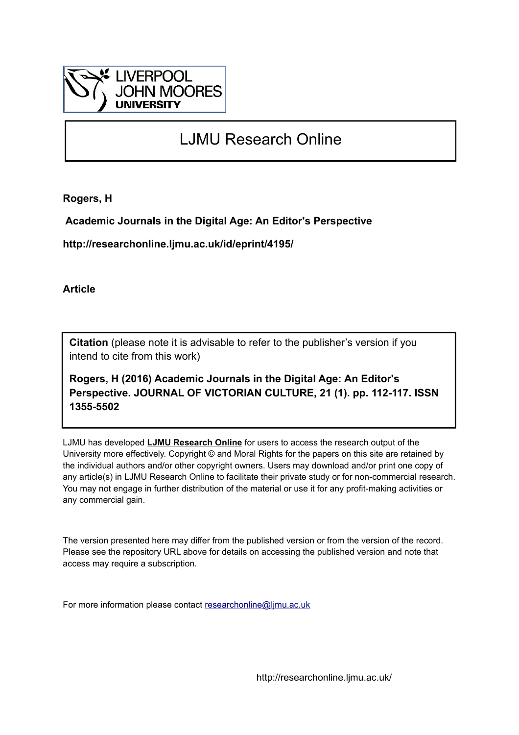LIVERPOOL JOHN MOORES UNIVERSITY

# LJMU Research Online

**Rogers, H**

**Academic Journals in the Digital Age: An Editor's Perspective**

**http://researchonline.ljmu.ac.uk/id/eprint/4195/**

**Article**

**Citation** (please note it is advisable to refer to the publisher's version if you intend to cite from this work)

**Rogers, H (2016) Academic Journals in the Digital Age: An Editor's Perspective. JOURNAL OF VICTORIAN CULTURE, 21 (1). pp. 112-117. ISSN 1355-5502**

LJMU has developed **LJMU Research Online** for users to access the research output of the University more effectively. Copyright © and Moral Rights for the papers on this site are retained by the individual authors and/or other copyright owners. Users may download and/or print one copy of any article(s) in LJMU Research Online to facilitate their private study or for non-commercial research. You may not engage in further distribution of the material or use it for any profit-making activities or any commercial gain.

The version presented here may differ from the published version or from the version of the record. Please see the repository URL above for details on accessing the published version and note that access may require a subscription.

For more information please contact researchonline@ljmu.ac.uk

http://researchonline.ljmu.ac.uk/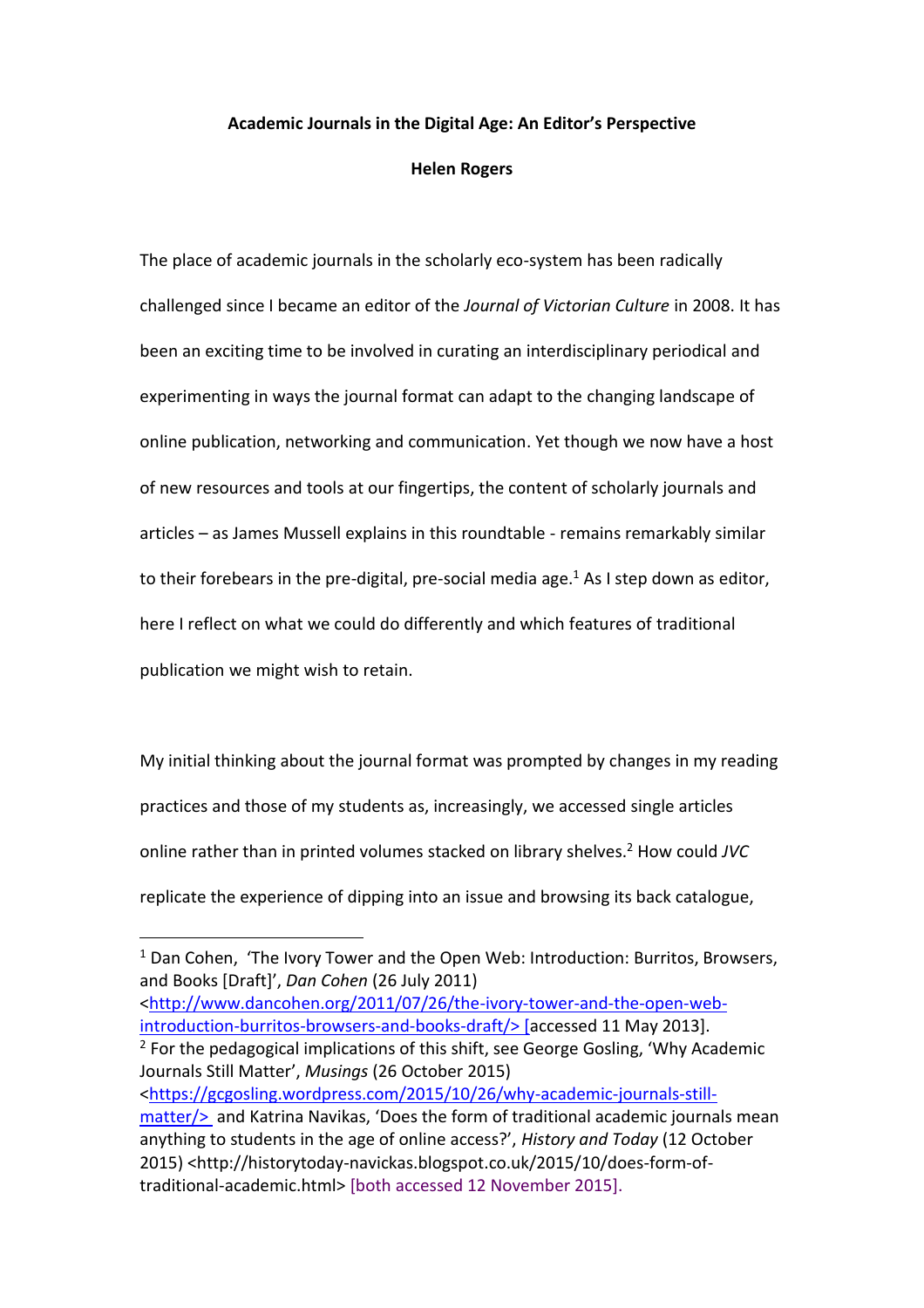**Academic Journals in the Digital Age: An Editor's Perspective**

**Helen Rogers**

The place of academic journals in the scholarly eco-system has been radically challenged since I became an editor of the *Journal of Victorian Culture* in 2008. It has been an exciting time to be involved in curating an interdisciplinary periodical and experimenting in ways the journal format can adapt to the changing landscape of online publication, networking and communication. Yet though we now have a host of new resources and tools at our fingertips, the content of scholarly journals and articles – as James Mussell explains in this roundtable - remains remarkably similar to their forebears in the pre-digital, pre-social media age.[1] As I step down as editor, here I reflect on what we could do differently and which features of traditional publication we might wish to retain.

My initial thinking about the journal format was prompted by changes in my reading practices and those of my students as, increasingly, we accessed single articles online rather than in printed volumes stacked on library shelves.[2] How could *JVC* replicate the experience of dipping into an issue and browsing its back catalogue,

---

[1] Dan Cohen, 'The Ivory Tower and the Open Web: Introduction: Burritos, Browsers, and Books [Draft]', *Dan Cohen* (26 July 2011) <http://www.dancohen.org/2011/07/26/the-ivory-tower-and-the-open-web-introduction-burritos-browsers-and-books-draft/> [accessed 11 May 2013].

[2] For the pedagogical implications of this shift, see George Gosling, 'Why Academic Journals Still Matter', *Musings* (26 October 2015) <https://gcgosling.wordpress.com/2015/10/26/why-academic-journals-still-matter/> and Katrina Navikas, 'Does the form of traditional academic journals mean anything to students in the age of online access?', *History and Today* (12 October 2015) <http://historytoday-navickas.blogspot.co.uk/2015/10/does-form-of-traditional-academic.html> [both accessed 12 November 2015].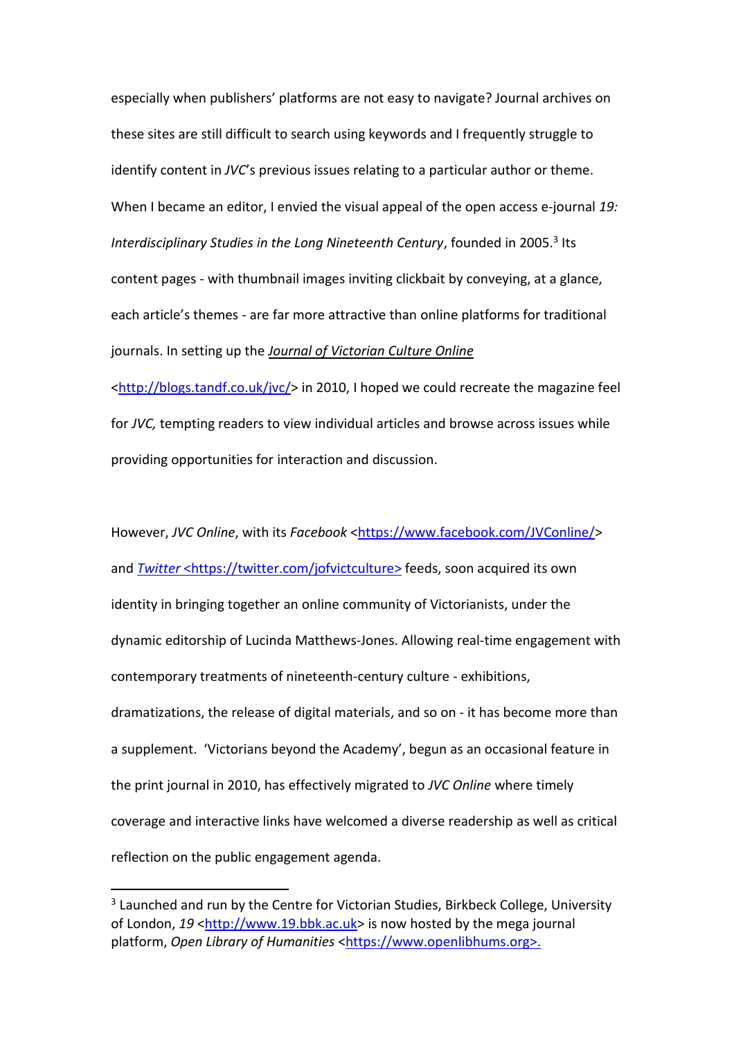especially when publishers' platforms are not easy to navigate? Journal archives on these sites are still difficult to search using keywords and I frequently struggle to identify content in *JVC*'s previous issues relating to a particular author or theme. When I became an editor, I envied the visual appeal of the open access e-journal *19: Interdisciplinary Studies in the Long Nineteenth Century*, founded in 2005.[3] Its content pages - with thumbnail images inviting clickbait by conveying, at a glance, each article's themes - are far more attractive than online platforms for traditional journals. In setting up the ***Journal of Victorian Culture Online*** <http://blogs.tandf.co.uk/jvc/> in 2010, I hoped we could recreate the magazine feel for *JVC,* tempting readers to view individual articles and browse across issues while providing opportunities for interaction and discussion.

However, *JVC Online*, with its *Facebook* <https://www.facebook.com/JVConline/> and *Twitter* <https://twitter.com/jofvictculture> feeds, soon acquired its own identity in bringing together an online community of Victorianists, under the dynamic editorship of Lucinda Matthews-Jones. Allowing real-time engagement with contemporary treatments of nineteenth-century culture - exhibitions, dramatizations, the release of digital materials, and so on - it has become more than a supplement. 'Victorians beyond the Academy', begun as an occasional feature in the print journal in 2010, has effectively migrated to *JVC Online* where timely coverage and interactive links have welcomed a diverse readership as well as critical reflection on the public engagement agenda.

---

[3] Launched and run by the Centre for Victorian Studies, Birkbeck College, University of London, *19* <http://www.19.bbk.ac.uk> is now hosted by the mega journal platform, *Open Library of Humanities* <https://www.openlibhums.org>.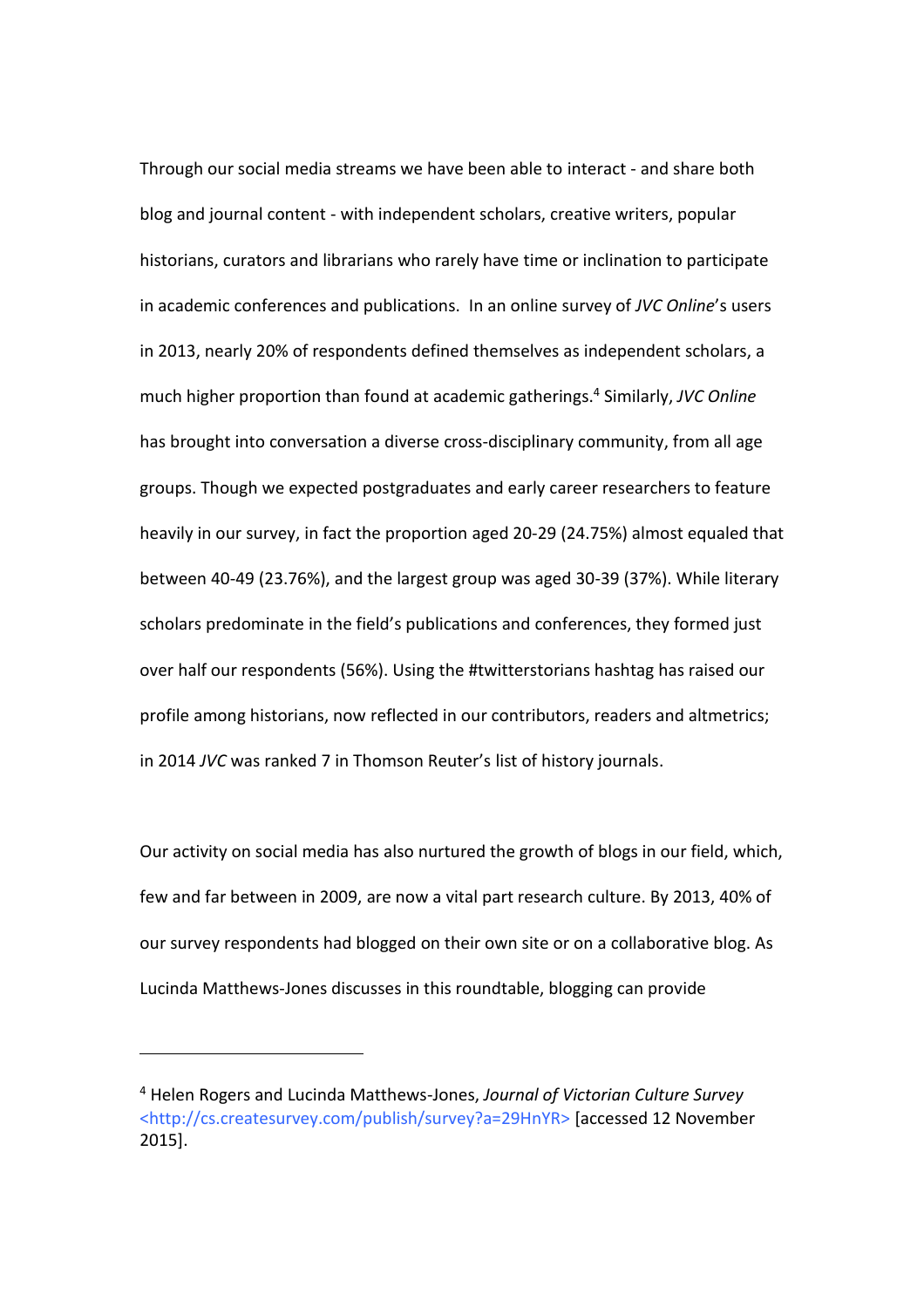Through our social media streams we have been able to interact - and share both blog and journal content - with independent scholars, creative writers, popular historians, curators and librarians who rarely have time or inclination to participate in academic conferences and publications. In an online survey of *JVC Online*'s users in 2013, nearly 20% of respondents defined themselves as independent scholars, a much higher proportion than found at academic gatherings.[4] Similarly, *JVC Online* has brought into conversation a diverse cross-disciplinary community, from all age groups. Though we expected postgraduates and early career researchers to feature heavily in our survey, in fact the proportion aged 20-29 (24.75%) almost equaled that between 40-49 (23.76%), and the largest group was aged 30-39 (37%). While literary scholars predominate in the field's publications and conferences, they formed just over half our respondents (56%). Using the #twitterstorians hashtag has raised our profile among historians, now reflected in our contributors, readers and altmetrics; in 2014 *JVC* was ranked 7 in Thomson Reuter's list of history journals.

Our activity on social media has also nurtured the growth of blogs in our field, which, few and far between in 2009, are now a vital part research culture. By 2013, 40% of our survey respondents had blogged on their own site or on a collaborative blog. As Lucinda Matthews-Jones discusses in this roundtable, blogging can provide

---

[4] Helen Rogers and Lucinda Matthews-Jones, *Journal of Victorian Culture Survey* <http://cs.createsurvey.com/publish/survey?a=29HnYR> [accessed 12 November 2015].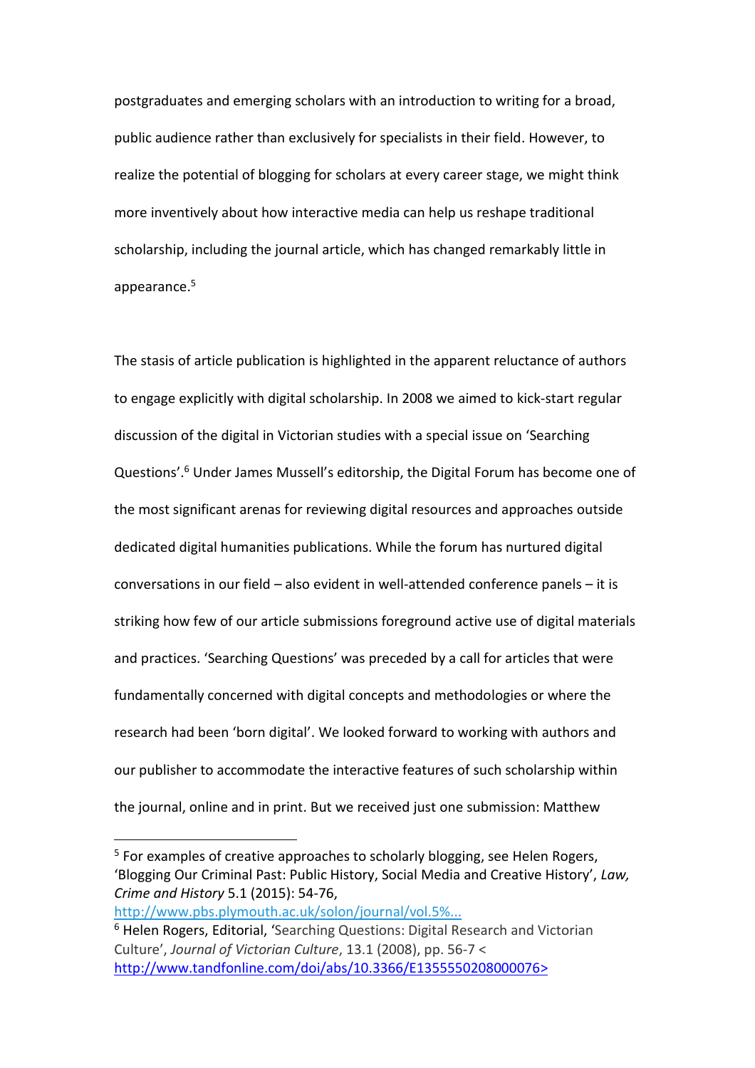postgraduates and emerging scholars with an introduction to writing for a broad, public audience rather than exclusively for specialists in their field. However, to realize the potential of blogging for scholars at every career stage, we might think more inventively about how interactive media can help us reshape traditional scholarship, including the journal article, which has changed remarkably little in appearance.[5]

The stasis of article publication is highlighted in the apparent reluctance of authors to engage explicitly with digital scholarship. In 2008 we aimed to kick-start regular discussion of the digital in Victorian studies with a special issue on 'Searching Questions'.[6] Under James Mussell's editorship, the Digital Forum has become one of the most significant arenas for reviewing digital resources and approaches outside dedicated digital humanities publications. While the forum has nurtured digital conversations in our field – also evident in well-attended conference panels – it is striking how few of our article submissions foreground active use of digital materials and practices. 'Searching Questions' was preceded by a call for articles that were fundamentally concerned with digital concepts and methodologies or where the research had been 'born digital'. We looked forward to working with authors and our publisher to accommodate the interactive features of such scholarship within the journal, online and in print. But we received just one submission: Matthew

[5] For examples of creative approaches to scholarly blogging, see Helen Rogers, 'Blogging Our Criminal Past: Public History, Social Media and Creative History', *Law, Crime and History* 5.1 (2015): 54-76, http://www.pbs.plymouth.ac.uk/solon/journal/vol.5%...

[6] Helen Rogers, Editorial, 'Searching Questions: Digital Research and Victorian Culture', *Journal of Victorian Culture*, 13.1 (2008), pp. 56-7 < http://www.tandfonline.com/doi/abs/10.3366/E1355550208000076>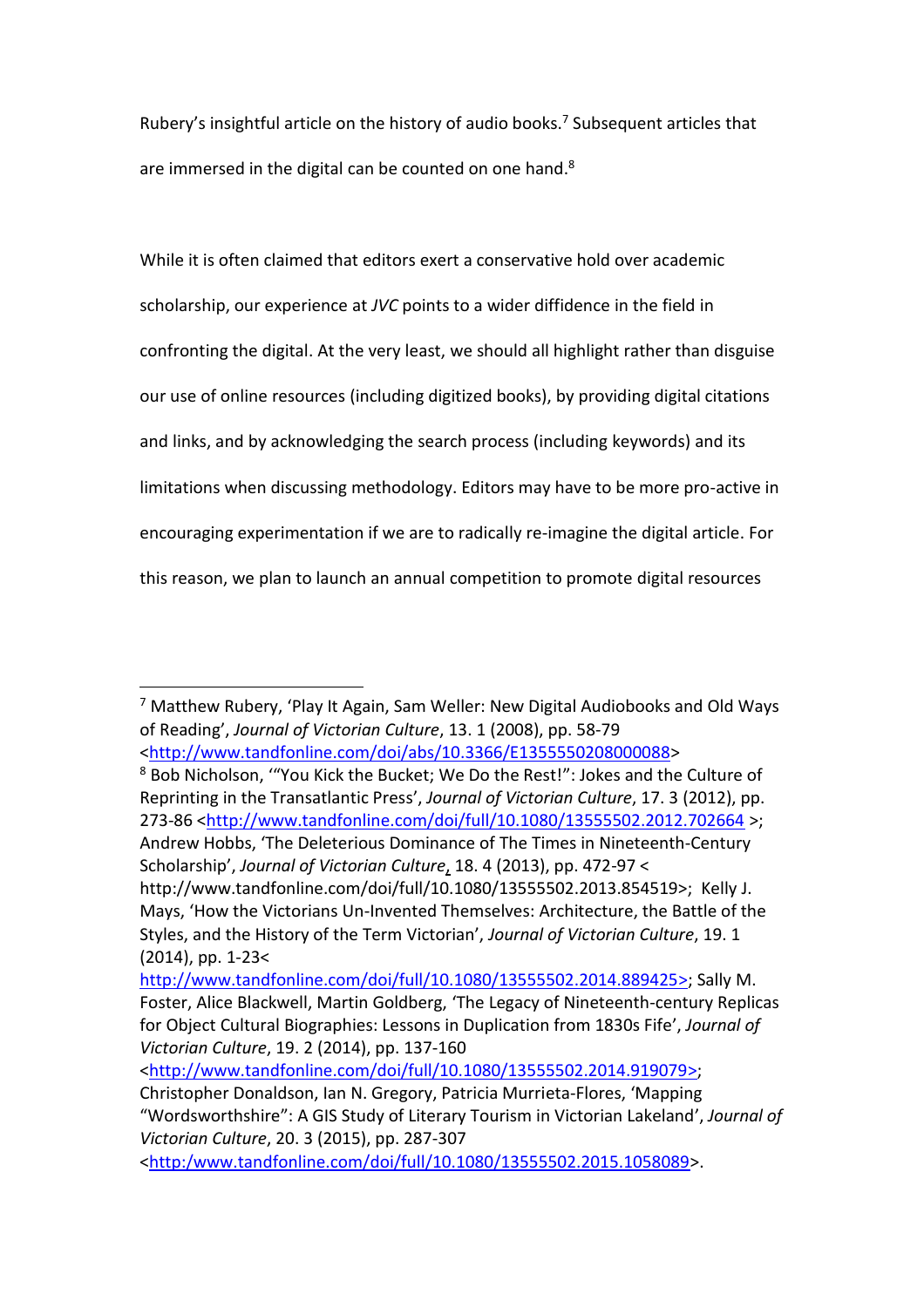Rubery's insightful article on the history of audio books.[7] Subsequent articles that are immersed in the digital can be counted on one hand.[8]

While it is often claimed that editors exert a conservative hold over academic scholarship, our experience at *JVC* points to a wider diffidence in the field in confronting the digital. At the very least, we should all highlight rather than disguise our use of online resources (including digitized books), by providing digital citations and links, and by acknowledging the search process (including keywords) and its limitations when discussing methodology. Editors may have to be more pro-active in encouraging experimentation if we are to radically re-imagine the digital article. For this reason, we plan to launch an annual competition to promote digital resources

---

[7] Matthew Rubery, 'Play It Again, Sam Weller: New Digital Audiobooks and Old Ways of Reading', *Journal of Victorian Culture*, 13. 1 (2008), pp. 58-79 <http://www.tandfonline.com/doi/abs/10.3366/E1355550208000088>

[8] Bob Nicholson, '"You Kick the Bucket; We Do the Rest!": Jokes and the Culture of Reprinting in the Transatlantic Press', *Journal of Victorian Culture*, 17. 3 (2012), pp. 273-86 <http://www.tandfonline.com/doi/full/10.1080/13555502.2012.702664 >; Andrew Hobbs, 'The Deleterious Dominance of The Times in Nineteenth-Century Scholarship', *Journal of Victorian Culture*, 18. 4 (2013), pp. 472-97 < http://www.tandfonline.com/doi/full/10.1080/13555502.2013.854519>; Kelly J. Mays, 'How the Victorians Un-Invented Themselves: Architecture, the Battle of the Styles, and the History of the Term Victorian', *Journal of Victorian Culture*, 19. 1 (2014), pp. 1-23< http://www.tandfonline.com/doi/full/10.1080/13555502.2014.889425>; Sally M. Foster, Alice Blackwell, Martin Goldberg, 'The Legacy of Nineteenth-century Replicas for Object Cultural Biographies: Lessons in Duplication from 1830s Fife', *Journal of Victorian Culture*, 19. 2 (2014), pp. 137-160 <http://www.tandfonline.com/doi/full/10.1080/13555502.2014.919079>; Christopher Donaldson, Ian N. Gregory, Patricia Murrieta-Flores, 'Mapping "Wordsworthshire": A GIS Study of Literary Tourism in Victorian Lakeland', *Journal of Victorian Culture*, 20. 3 (2015), pp. 287-307 <http:/www.tandfonline.com/doi/full/10.1080/13555502.2015.1058089>.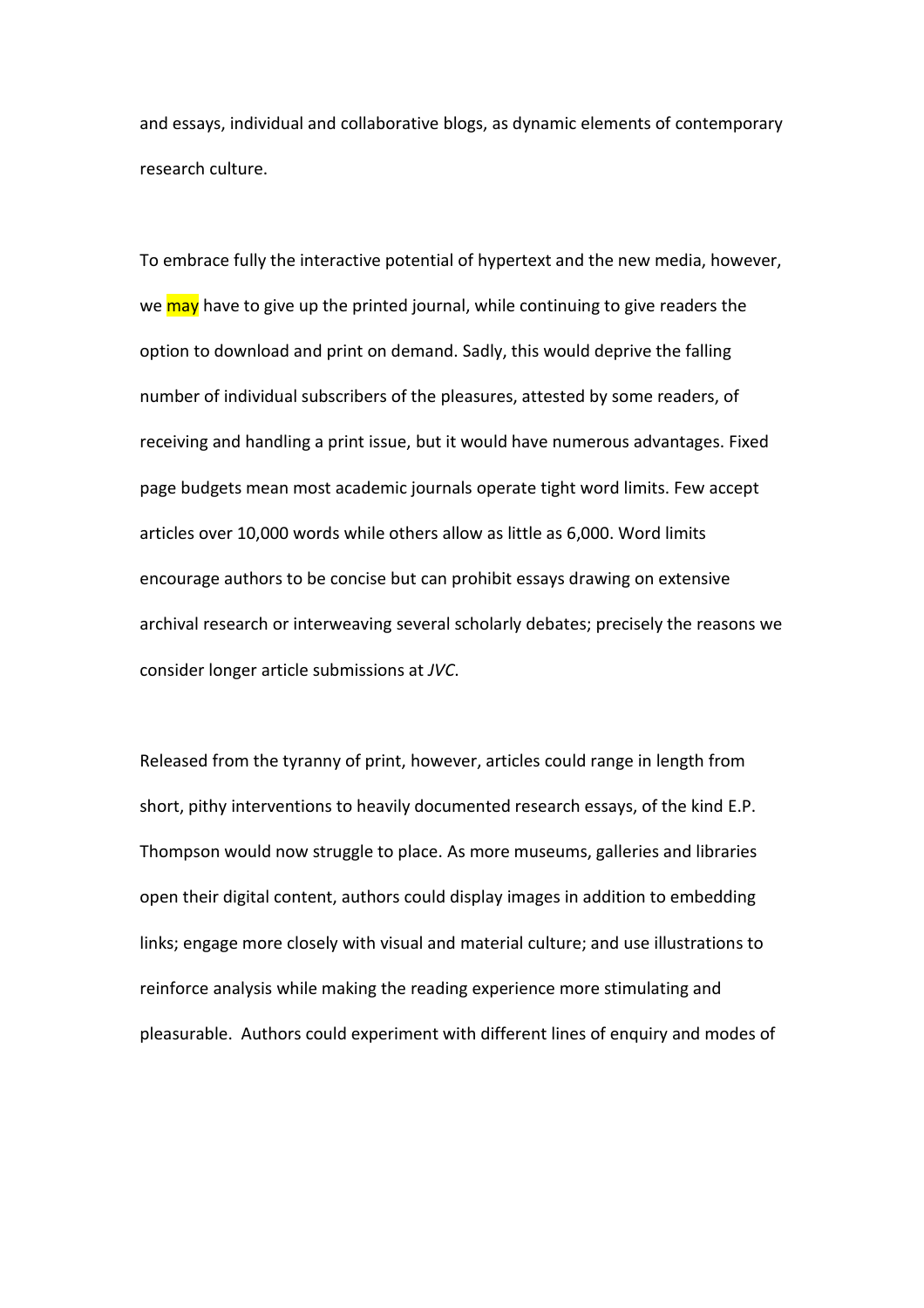and essays, individual and collaborative blogs, as dynamic elements of contemporary research culture.

To embrace fully the interactive potential of hypertext and the new media, however, we may have to give up the printed journal, while continuing to give readers the option to download and print on demand. Sadly, this would deprive the falling number of individual subscribers of the pleasures, attested by some readers, of receiving and handling a print issue, but it would have numerous advantages. Fixed page budgets mean most academic journals operate tight word limits. Few accept articles over 10,000 words while others allow as little as 6,000. Word limits encourage authors to be concise but can prohibit essays drawing on extensive archival research or interweaving several scholarly debates; precisely the reasons we consider longer article submissions at *JVC*.

Released from the tyranny of print, however, articles could range in length from short, pithy interventions to heavily documented research essays, of the kind E.P. Thompson would now struggle to place. As more museums, galleries and libraries open their digital content, authors could display images in addition to embedding links; engage more closely with visual and material culture; and use illustrations to reinforce analysis while making the reading experience more stimulating and pleasurable. Authors could experiment with different lines of enquiry and modes of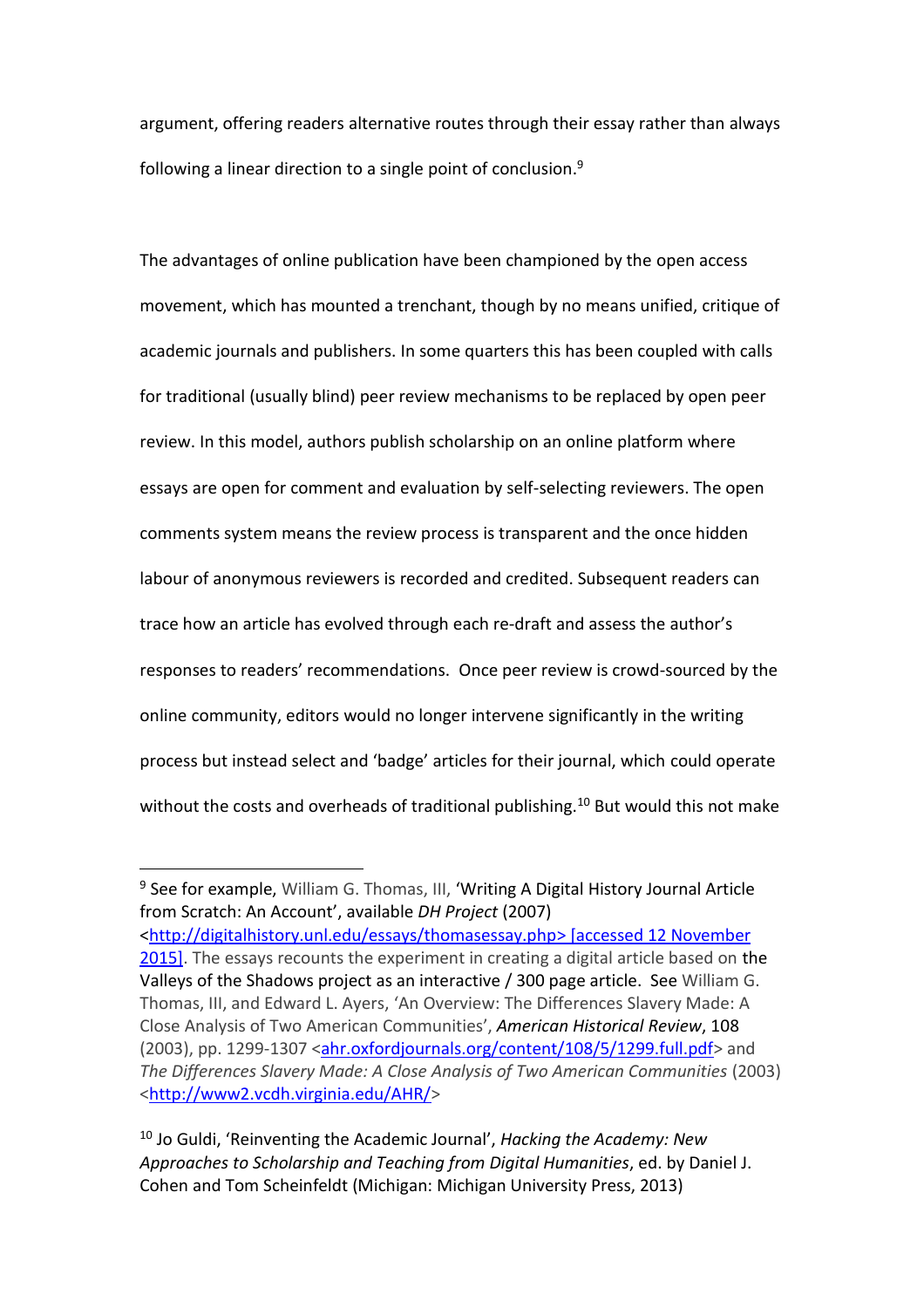argument, offering readers alternative routes through their essay rather than always following a linear direction to a single point of conclusion.[9]

The advantages of online publication have been championed by the open access movement, which has mounted a trenchant, though by no means unified, critique of academic journals and publishers. In some quarters this has been coupled with calls for traditional (usually blind) peer review mechanisms to be replaced by open peer review. In this model, authors publish scholarship on an online platform where essays are open for comment and evaluation by self-selecting reviewers. The open comments system means the review process is transparent and the once hidden labour of anonymous reviewers is recorded and credited. Subsequent readers can trace how an article has evolved through each re-draft and assess the author's responses to readers' recommendations. Once peer review is crowd-sourced by the online community, editors would no longer intervene significantly in the writing process but instead select and 'badge' articles for their journal, which could operate without the costs and overheads of traditional publishing.[10] But would this not make

---

[9] See for example, William G. Thomas, III, 'Writing A Digital History Journal Article from Scratch: An Account', available *DH Project* (2007) <http://digitalhistory.unl.edu/essays/thomasessay.php> [accessed 12 November 2015]. The essays recounts the experiment in creating a digital article based on the Valleys of the Shadows project as an interactive / 300 page article. See William G. Thomas, III, and Edward L. Ayers, 'An Overview: The Differences Slavery Made: A Close Analysis of Two American Communities', *American Historical Review*, 108 (2003), pp. 1299-1307 <ahr.oxfordjournals.org/content/108/5/1299.full.pdf> and *The Differences Slavery Made: A Close Analysis of Two American Communities* (2003) <http://www2.vcdh.virginia.edu/AHR/>

[10] Jo Guldi, 'Reinventing the Academic Journal', *Hacking the Academy: New Approaches to Scholarship and Teaching from Digital Humanities*, ed. by Daniel J. Cohen and Tom Scheinfeldt (Michigan: Michigan University Press, 2013)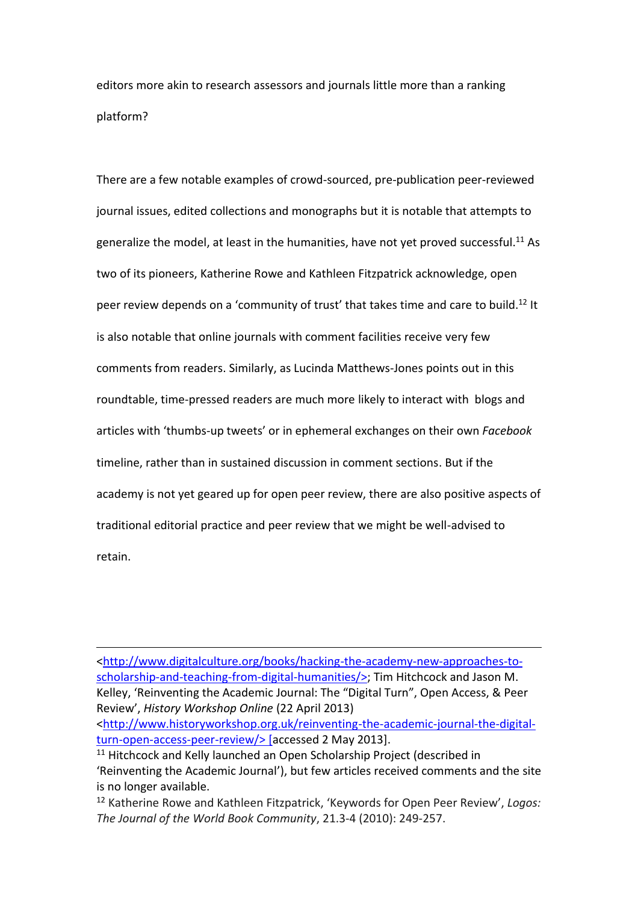editors more akin to research assessors and journals little more than a ranking platform?

There are a few notable examples of crowd-sourced, pre-publication peer-reviewed journal issues, edited collections and monographs but it is notable that attempts to generalize the model, at least in the humanities, have not yet proved successful.[11] As two of its pioneers, Katherine Rowe and Kathleen Fitzpatrick acknowledge, open peer review depends on a 'community of trust' that takes time and care to build.[12] It is also notable that online journals with comment facilities receive very few comments from readers. Similarly, as Lucinda Matthews-Jones points out in this roundtable, time-pressed readers are much more likely to interact with blogs and articles with 'thumbs-up tweets' or in ephemeral exchanges on their own *Facebook* timeline, rather than in sustained discussion in comment sections. But if the academy is not yet geared up for open peer review, there are also positive aspects of traditional editorial practice and peer review that we might be well-advised to retain.

---

<http://www.digitalculture.org/books/hacking-the-academy-new-approaches-to-scholarship-and-teaching-from-digital-humanities/>; Tim Hitchcock and Jason M. Kelley, 'Reinventing the Academic Journal: The "Digital Turn", Open Access, & Peer Review', *History Workshop Online* (22 April 2013) <http://www.historyworkshop.org.uk/reinventing-the-academic-journal-the-digital-turn-open-access-peer-review/> [accessed 2 May 2013].

[11] Hitchcock and Kelly launched an Open Scholarship Project (described in 'Reinventing the Academic Journal'), but few articles received comments and the site is no longer available.

[12] Katherine Rowe and Kathleen Fitzpatrick, 'Keywords for Open Peer Review', *Logos: The Journal of the World Book Community*, 21.3-4 (2010): 249-257.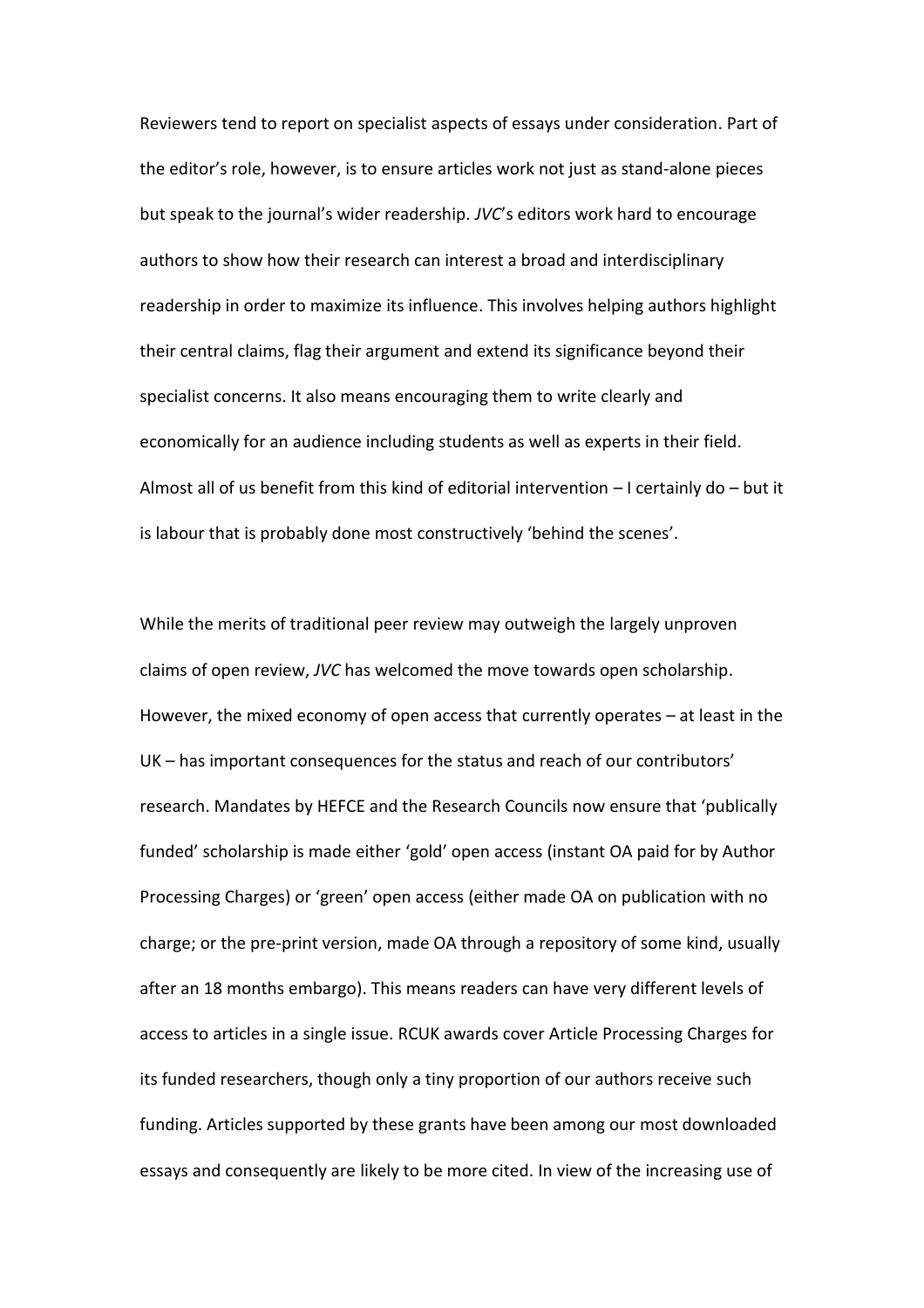Reviewers tend to report on specialist aspects of essays under consideration. Part of the editor's role, however, is to ensure articles work not just as stand-alone pieces but speak to the journal's wider readership. *JVC*'s editors work hard to encourage authors to show how their research can interest a broad and interdisciplinary readership in order to maximize its influence. This involves helping authors highlight their central claims, flag their argument and extend its significance beyond their specialist concerns. It also means encouraging them to write clearly and economically for an audience including students as well as experts in their field. Almost all of us benefit from this kind of editorial intervention – I certainly do – but it is labour that is probably done most constructively 'behind the scenes'.

While the merits of traditional peer review may outweigh the largely unproven claims of open review, *JVC* has welcomed the move towards open scholarship. However, the mixed economy of open access that currently operates – at least in the UK – has important consequences for the status and reach of our contributors' research. Mandates by HEFCE and the Research Councils now ensure that 'publically funded' scholarship is made either 'gold' open access (instant OA paid for by Author Processing Charges) or 'green' open access (either made OA on publication with no charge; or the pre-print version, made OA through a repository of some kind, usually after an 18 months embargo). This means readers can have very different levels of access to articles in a single issue. RCUK awards cover Article Processing Charges for its funded researchers, though only a tiny proportion of our authors receive such funding. Articles supported by these grants have been among our most downloaded essays and consequently are likely to be more cited. In view of the increasing use of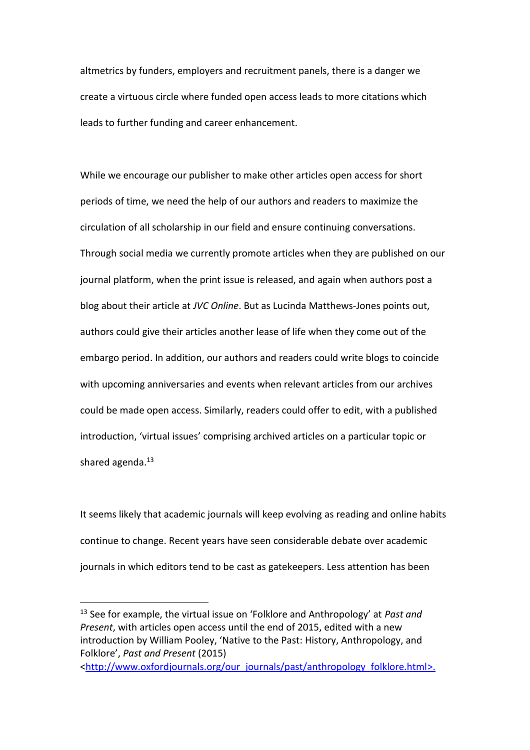altmetrics by funders, employers and recruitment panels, there is a danger we create a virtuous circle where funded open access leads to more citations which leads to further funding and career enhancement.

While we encourage our publisher to make other articles open access for short periods of time, we need the help of our authors and readers to maximize the circulation of all scholarship in our field and ensure continuing conversations. Through social media we currently promote articles when they are published on our journal platform, when the print issue is released, and again when authors post a blog about their article at *JVC Online*. But as Lucinda Matthews-Jones points out, authors could give their articles another lease of life when they come out of the embargo period. In addition, our authors and readers could write blogs to coincide with upcoming anniversaries and events when relevant articles from our archives could be made open access. Similarly, readers could offer to edit, with a published introduction, 'virtual issues' comprising archived articles on a particular topic or shared agenda.[13]

It seems likely that academic journals will keep evolving as reading and online habits continue to change. Recent years have seen considerable debate over academic journals in which editors tend to be cast as gatekeepers. Less attention has been

---

[13] See for example, the virtual issue on 'Folklore and Anthropology' at *Past and Present*, with articles open access until the end of 2015, edited with a new introduction by William Pooley, 'Native to the Past: History, Anthropology, and Folklore', *Past and Present* (2015) <http://www.oxfordjournals.org/our_journals/past/anthropology_folklore.html>.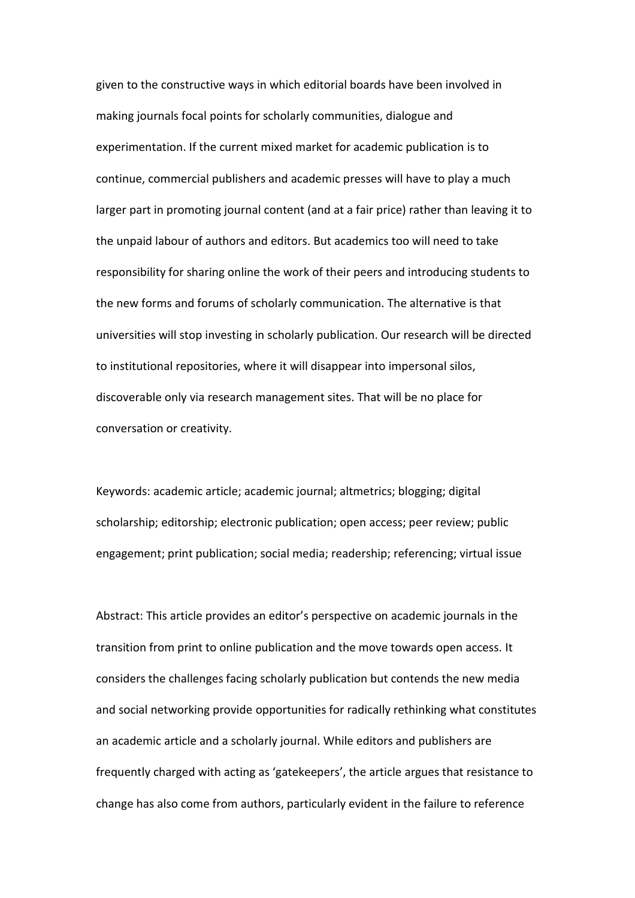given to the constructive ways in which editorial boards have been involved in making journals focal points for scholarly communities, dialogue and experimentation. If the current mixed market for academic publication is to continue, commercial publishers and academic presses will have to play a much larger part in promoting journal content (and at a fair price) rather than leaving it to the unpaid labour of authors and editors. But academics too will need to take responsibility for sharing online the work of their peers and introducing students to the new forms and forums of scholarly communication. The alternative is that universities will stop investing in scholarly publication. Our research will be directed to institutional repositories, where it will disappear into impersonal silos, discoverable only via research management sites. That will be no place for conversation or creativity.

Keywords: academic article; academic journal; altmetrics; blogging; digital scholarship; editorship; electronic publication; open access; peer review; public engagement; print publication; social media; readership; referencing; virtual issue

Abstract: This article provides an editor's perspective on academic journals in the transition from print to online publication and the move towards open access. It considers the challenges facing scholarly publication but contends the new media and social networking provide opportunities for radically rethinking what constitutes an academic article and a scholarly journal. While editors and publishers are frequently charged with acting as 'gatekeepers', the article argues that resistance to change has also come from authors, particularly evident in the failure to reference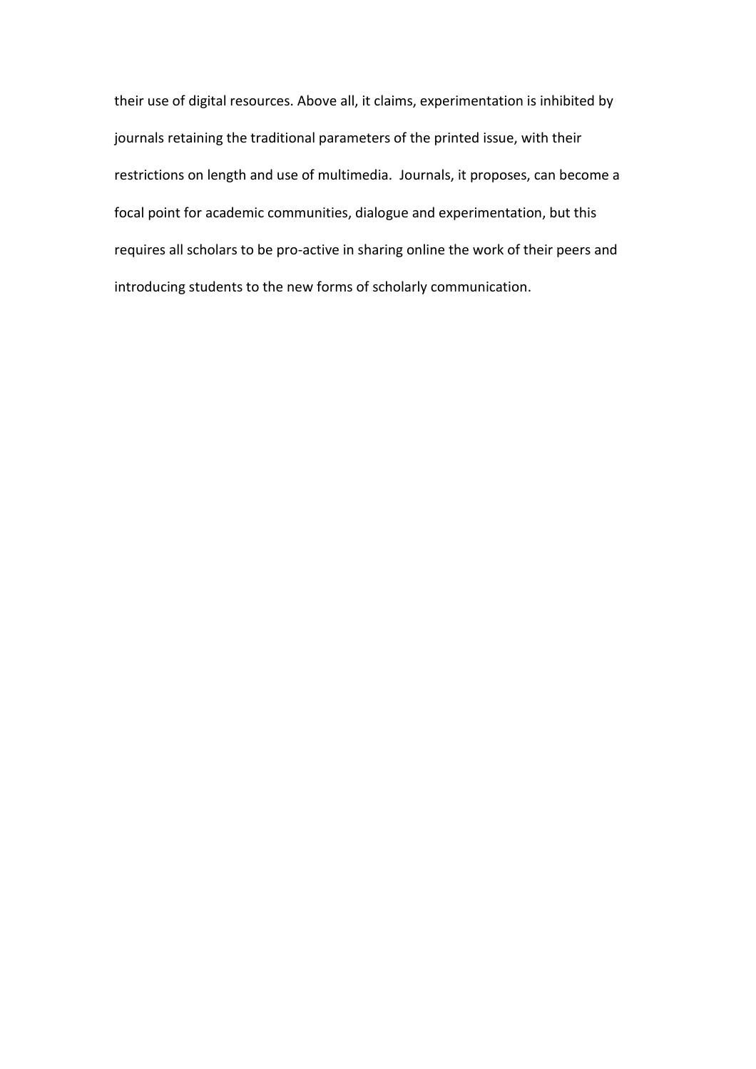their use of digital resources. Above all, it claims, experimentation is inhibited by journals retaining the traditional parameters of the printed issue, with their restrictions on length and use of multimedia. Journals, it proposes, can become a focal point for academic communities, dialogue and experimentation, but this requires all scholars to be pro-active in sharing online the work of their peers and introducing students to the new forms of scholarly communication.